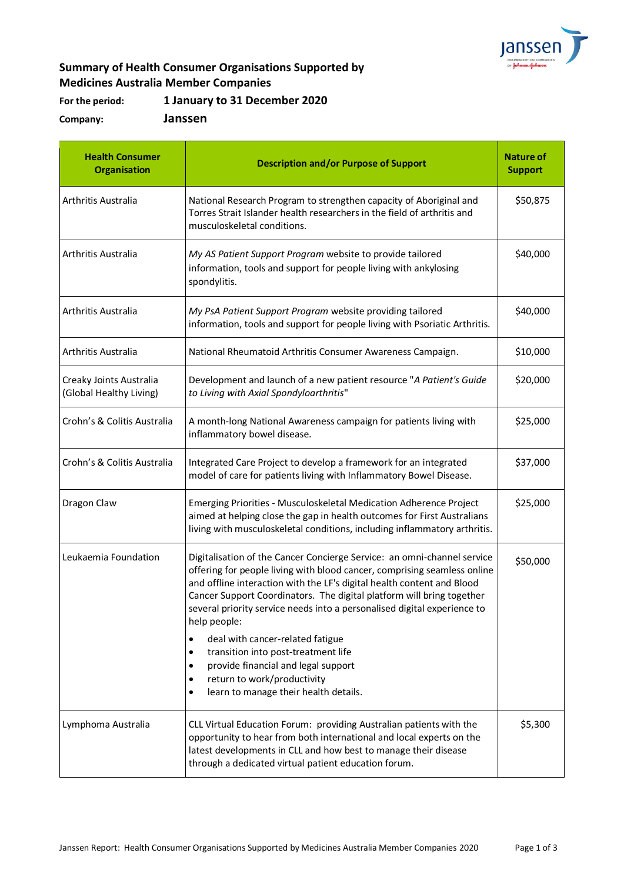## Summary of Health Consumer Organisations Supported by Medicines Australia Member Companies

**For the period:** **1 January to 31 December 2020**

**Company:** **Janssen**

| Health Consumer Organisation | Description and/or Purpose of Support | Nature of Support |
|---|---|---|
| Arthritis Australia | National Research Program to strengthen capacity of Aboriginal and Torres Strait Islander health researchers in the field of arthritis and musculoskeletal conditions. | $50,875 |
| Arthritis Australia | *My AS Patient Support Program* website to provide tailored information, tools and support for people living with ankylosing spondylitis. | $40,000 |
| Arthritis Australia | *My PsA Patient Support Program* website providing tailored information, tools and support for people living with Psoriatic Arthritis. | $40,000 |
| Arthritis Australia | National Rheumatoid Arthritis Consumer Awareness Campaign. | $10,000 |
| Creaky Joints Australia (Global Healthy Living) | Development and launch of a new patient resource "*A Patient's Guide to Living with Axial Spondyloarthritis*" | $20,000 |
| Crohn's & Colitis Australia | A month-long National Awareness campaign for patients living with inflammatory bowel disease. | $25,000 |
| Crohn's & Colitis Australia | Integrated Care Project to develop a framework for an integrated model of care for patients living with Inflammatory Bowel Disease. | $37,000 |
| Dragon Claw | Emerging Priorities - Musculoskeletal Medication Adherence Project aimed at helping close the gap in health outcomes for First Australians living with musculoskeletal conditions, including inflammatory arthritis. | $25,000 |
| Leukaemia Foundation | Digitalisation of the Cancer Concierge Service: an omni-channel service offering for people living with blood cancer, comprising seamless online and offline interaction with the LF's digital health content and Blood Cancer Support Coordinators. The digital platform will bring together several priority service needs into a personalised digital experience to help people:<br>• deal with cancer-related fatigue<br>• transition into post-treatment life<br>• provide financial and legal support<br>• return to work/productivity<br>• learn to manage their health details. | $50,000 |
| Lymphoma Australia | CLL Virtual Education Forum: providing Australian patients with the opportunity to hear from both international and local experts on the latest developments in CLL and how best to manage their disease through a dedicated virtual patient education forum. | $5,300 |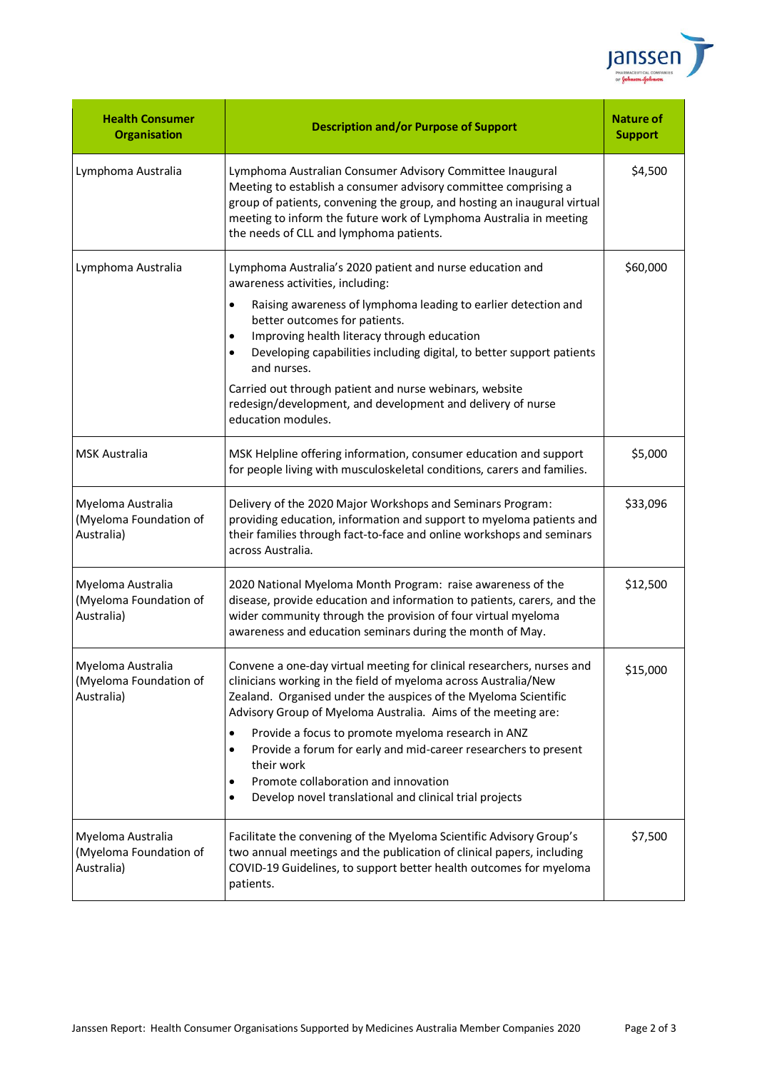| Health Consumer Organisation | Description and/or Purpose of Support | Nature of Support |
|---|---|---|
| Lymphoma Australia | Lymphoma Australian Consumer Advisory Committee Inaugural Meeting to establish a consumer advisory committee comprising a group of patients, convening the group, and hosting an inaugural virtual meeting to inform the future work of Lymphoma Australia in meeting the needs of CLL and lymphoma patients. | $4,500 |
| Lymphoma Australia | Lymphoma Australia's 2020 patient and nurse education and awareness activities, including:<br>• Raising awareness of lymphoma leading to earlier detection and better outcomes for patients.<br>• Improving health literacy through education<br>• Developing capabilities including digital, to better support patients and nurses.<br>Carried out through patient and nurse webinars, website redesign/development, and development and delivery of nurse education modules. | $60,000 |
| MSK Australia | MSK Helpline offering information, consumer education and support for people living with musculoskeletal conditions, carers and families. | $5,000 |
| Myeloma Australia (Myeloma Foundation of Australia) | Delivery of the 2020 Major Workshops and Seminars Program: providing education, information and support to myeloma patients and their families through fact-to-face and online workshops and seminars across Australia. | $33,096 |
| Myeloma Australia (Myeloma Foundation of Australia) | 2020 National Myeloma Month Program: raise awareness of the disease, provide education and information to patients, carers, and the wider community through the provision of four virtual myeloma awareness and education seminars during the month of May. | $12,500 |
| Myeloma Australia (Myeloma Foundation of Australia) | Convene a one-day virtual meeting for clinical researchers, nurses and clinicians working in the field of myeloma across Australia/New Zealand. Organised under the auspices of the Myeloma Scientific Advisory Group of Myeloma Australia. Aims of the meeting are:<br>• Provide a focus to promote myeloma research in ANZ<br>• Provide a forum for early and mid-career researchers to present their work<br>• Promote collaboration and innovation<br>• Develop novel translational and clinical trial projects | $15,000 |
| Myeloma Australia (Myeloma Foundation of Australia) | Facilitate the convening of the Myeloma Scientific Advisory Group's two annual meetings and the publication of clinical papers, including COVID-19 Guidelines, to support better health outcomes for myeloma patients. | $7,500 |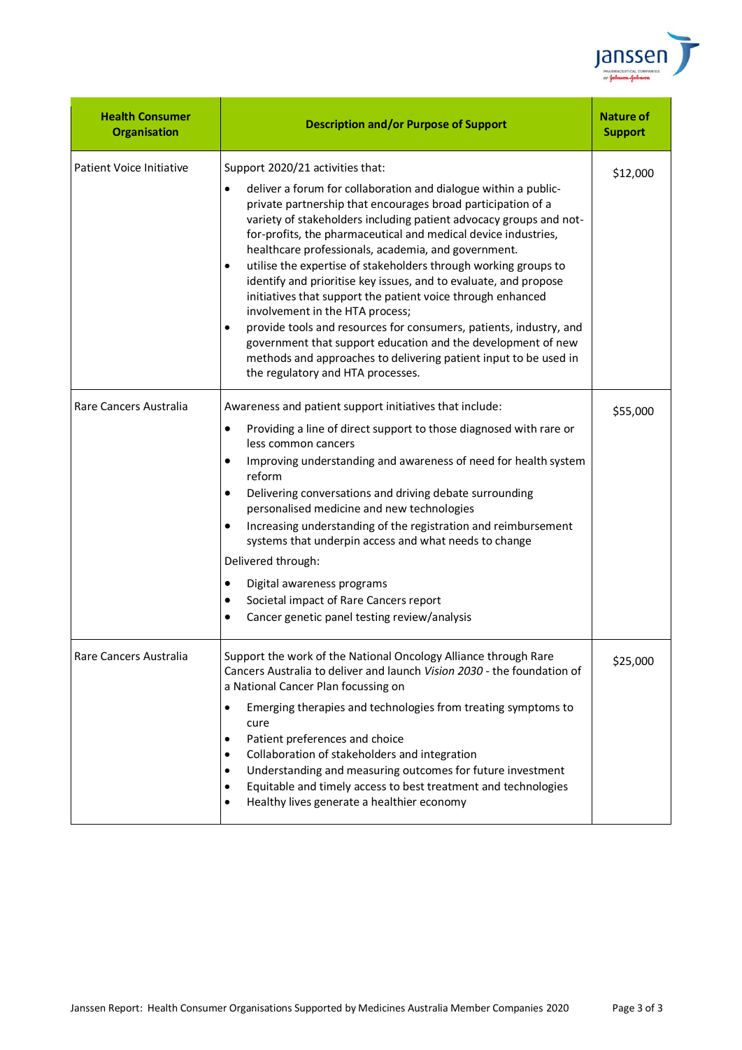| Health Consumer Organisation | Description and/or Purpose of Support | Nature of Support |
| --- | --- | --- |
| Patient Voice Initiative | Support 2020/21 activities that:<br>• deliver a forum for collaboration and dialogue within a public-private partnership that encourages broad participation of a variety of stakeholders including patient advocacy groups and not-for-profits, the pharmaceutical and medical device industries, healthcare professionals, academia, and government.<br>• utilise the expertise of stakeholders through working groups to identify and prioritise key issues, and to evaluate, and propose initiatives that support the patient voice through enhanced involvement in the HTA process;<br>• provide tools and resources for consumers, patients, industry, and government that support education and the development of new methods and approaches to delivering patient input to be used in the regulatory and HTA processes. | $12,000 |
| Rare Cancers Australia | Awareness and patient support initiatives that include:<br>• Providing a line of direct support to those diagnosed with rare or less common cancers<br>• Improving understanding and awareness of need for health system reform<br>• Delivering conversations and driving debate surrounding personalised medicine and new technologies<br>• Increasing understanding of the registration and reimbursement systems that underpin access and what needs to change<br>Delivered through:<br>• Digital awareness programs<br>• Societal impact of Rare Cancers report<br>• Cancer genetic panel testing review/analysis | $55,000 |
| Rare Cancers Australia | Support the work of the National Oncology Alliance through Rare Cancers Australia to deliver and launch *Vision 2030* - the foundation of a National Cancer Plan focussing on<br>• Emerging therapies and technologies from treating symptoms to cure<br>• Patient preferences and choice<br>• Collaboration of stakeholders and integration<br>• Understanding and measuring outcomes for future investment<br>• Equitable and timely access to best treatment and technologies<br>• Healthy lives generate a healthier economy | $25,000 |